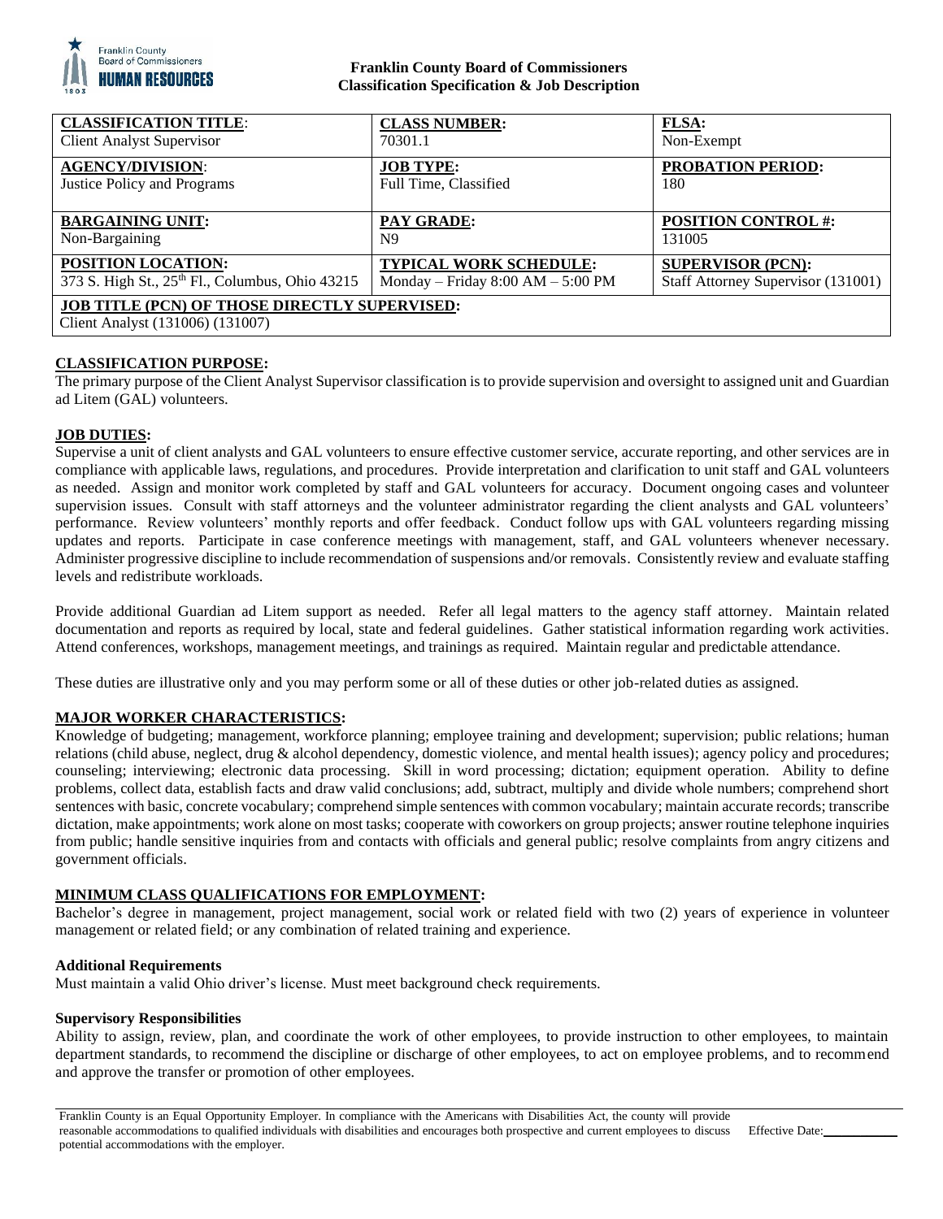**Franklin County Board of Commissioners**
**Classification Specification & Job Description**

| **CLASSIFICATION TITLE**: Client Analyst Supervisor | **CLASS NUMBER:** 70301.1 | **FLSA:** Non-Exempt |
|---|---|---|
| **AGENCY/DIVISION**: Justice Policy and Programs | **JOB TYPE:** Full Time, Classified | **PROBATION PERIOD:** 180 |
| **BARGAINING UNIT:** Non-Bargaining | **PAY GRADE:** N9 | **POSITION CONTROL #:** 131005 |
| **POSITION LOCATION:** 373 S. High St., 25th Fl., Columbus, Ohio 43215 | **TYPICAL WORK SCHEDULE:** Monday – Friday 8:00 AM – 5:00 PM | **SUPERVISOR (PCN):** Staff Attorney Supervisor (131001) |
| **JOB TITLE (PCN) OF THOSE DIRECTLY SUPERVISED:** Client Analyst (131006) (131007) | | |

## CLASSIFICATION PURPOSE:

The primary purpose of the Client Analyst Supervisor classification is to provide supervision and oversight to assigned unit and Guardian ad Litem (GAL) volunteers.

## JOB DUTIES:

Supervise a unit of client analysts and GAL volunteers to ensure effective customer service, accurate reporting, and other services are in compliance with applicable laws, regulations, and procedures. Provide interpretation and clarification to unit staff and GAL volunteers as needed. Assign and monitor work completed by staff and GAL volunteers for accuracy. Document ongoing cases and volunteer supervision issues. Consult with staff attorneys and the volunteer administrator regarding the client analysts and GAL volunteers' performance. Review volunteers' monthly reports and offer feedback. Conduct follow ups with GAL volunteers regarding missing updates and reports. Participate in case conference meetings with management, staff, and GAL volunteers whenever necessary. Administer progressive discipline to include recommendation of suspensions and/or removals. Consistently review and evaluate staffing levels and redistribute workloads.

Provide additional Guardian ad Litem support as needed. Refer all legal matters to the agency staff attorney. Maintain related documentation and reports as required by local, state and federal guidelines. Gather statistical information regarding work activities. Attend conferences, workshops, management meetings, and trainings as required. Maintain regular and predictable attendance.

These duties are illustrative only and you may perform some or all of these duties or other job-related duties as assigned.

## MAJOR WORKER CHARACTERISTICS:

Knowledge of budgeting; management, workforce planning; employee training and development; supervision; public relations; human relations (child abuse, neglect, drug & alcohol dependency, domestic violence, and mental health issues); agency policy and procedures; counseling; interviewing; electronic data processing. Skill in word processing; dictation; equipment operation. Ability to define problems, collect data, establish facts and draw valid conclusions; add, subtract, multiply and divide whole numbers; comprehend short sentences with basic, concrete vocabulary; comprehend simple sentences with common vocabulary; maintain accurate records; transcribe dictation, make appointments; work alone on most tasks; cooperate with coworkers on group projects; answer routine telephone inquiries from public; handle sensitive inquiries from and contacts with officials and general public; resolve complaints from angry citizens and government officials.

## MINIMUM CLASS QUALIFICATIONS FOR EMPLOYMENT:

Bachelor's degree in management, project management, social work or related field with two (2) years of experience in volunteer management or related field; or any combination of related training and experience.

### Additional Requirements

Must maintain a valid Ohio driver's license. Must meet background check requirements.

### Supervisory Responsibilities

Ability to assign, review, plan, and coordinate the work of other employees, to provide instruction to other employees, to maintain department standards, to recommend the discipline or discharge of other employees, to act on employee problems, and to recommend and approve the transfer or promotion of other employees.

Franklin County is an Equal Opportunity Employer. In compliance with the Americans with Disabilities Act, the county will provide reasonable accommodations to qualified individuals with disabilities and encourages both prospective and current employees to discuss potential accommodations with the employer.

Effective Date:\_\_\_\_\_\_\_\_\_\_\_\_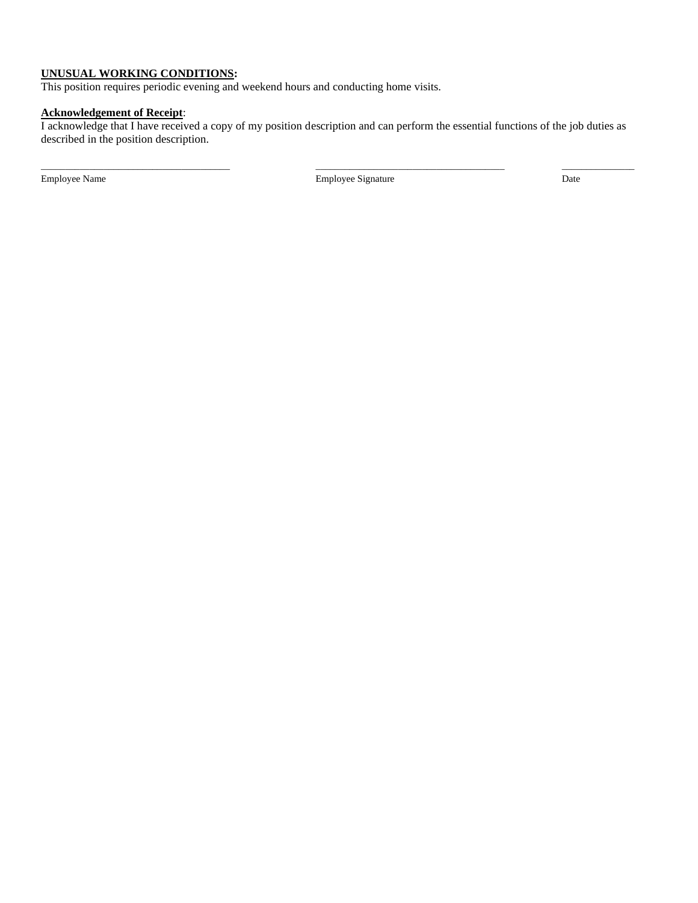**UNUSUAL WORKING CONDITIONS:**
This position requires periodic evening and weekend hours and conducting home visits.

**Acknowledgement of Receipt**:
I acknowledge that I have received a copy of my position description and can perform the essential functions of the job duties as described in the position description.

| | | |
|---|---|---|
| ______________________________ | ______________________________ | ______________ |
| Employee Name | Employee Signature | Date |